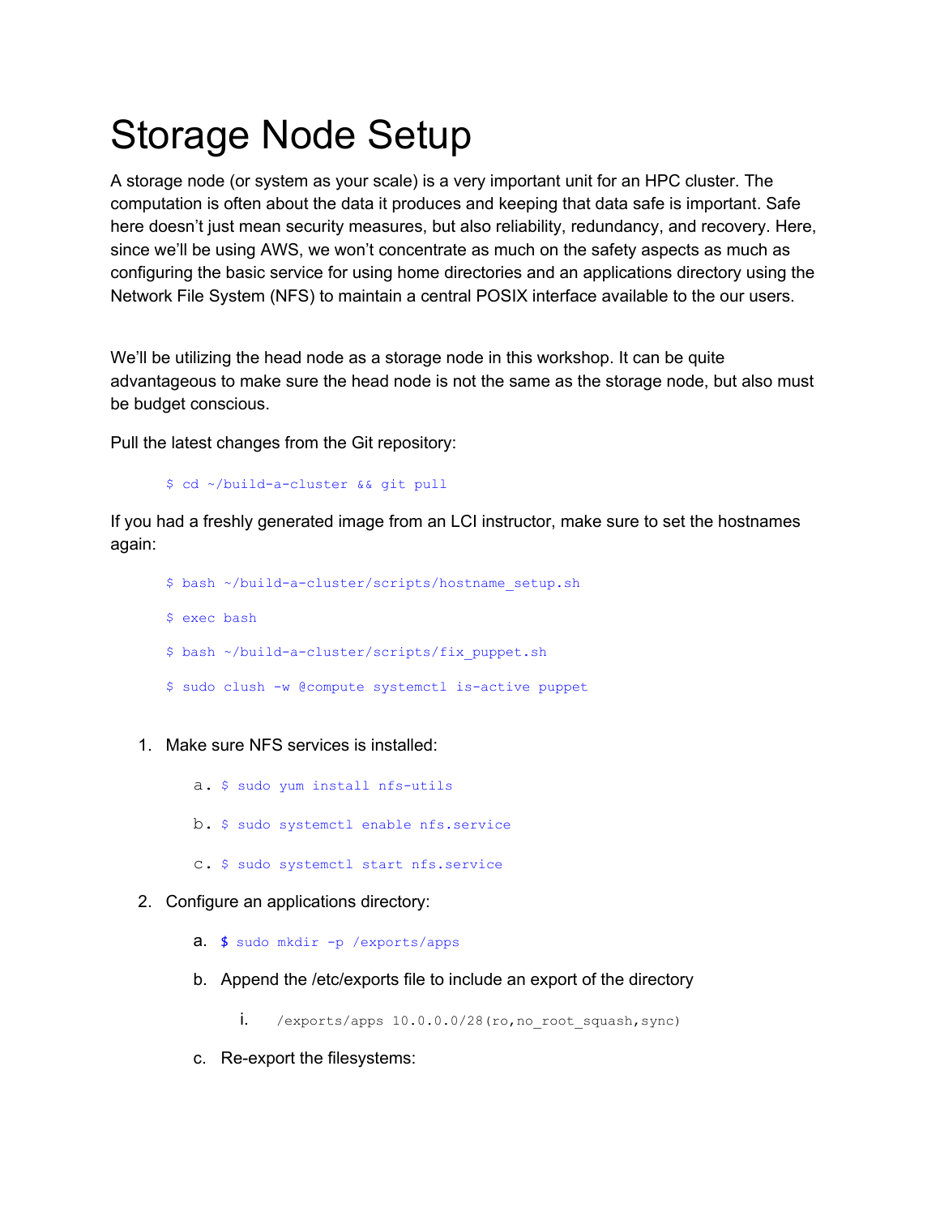# Storage Node Setup

A storage node (or system as your scale) is a very important unit for an HPC cluster. The computation is often about the data it produces and keeping that data safe is important. Safe here doesn't just mean security measures, but also reliability, redundancy, and recovery. Here, since we'll be using AWS, we won't concentrate as much on the safety aspects as much as configuring the basic service for using home directories and an applications directory using the Network File System (NFS) to maintain a central POSIX interface available to the our users.

We'll be utilizing the head node as a storage node in this workshop. It can be quite advantageous to make sure the head node is not the same as the storage node, but also must be budget conscious.

Pull the latest changes from the Git repository:

```
$ cd ~/build-a-cluster && git pull
```

If you had a freshly generated image from an LCI instructor, make sure to set the hostnames again:

```
$ bash ~/build-a-cluster/scripts/hostname_setup.sh
$ exec bash
$ bash ~/build-a-cluster/scripts/fix_puppet.sh
$ sudo clush -w @compute systemctl is-active puppet
```

1. Make sure NFS services is installed:
   a. `$ sudo yum install nfs-utils`
   b. `$ sudo systemctl enable nfs.service`
   c. `$ sudo systemctl start nfs.service`
2. Configure an applications directory:
   a. `$ sudo mkdir -p /exports/apps`
   b. Append the /etc/exports file to include an export of the directory
      i. `/exports/apps 10.0.0.0/28(ro,no_root_squash,sync)`
   c. Re-export the filesystems: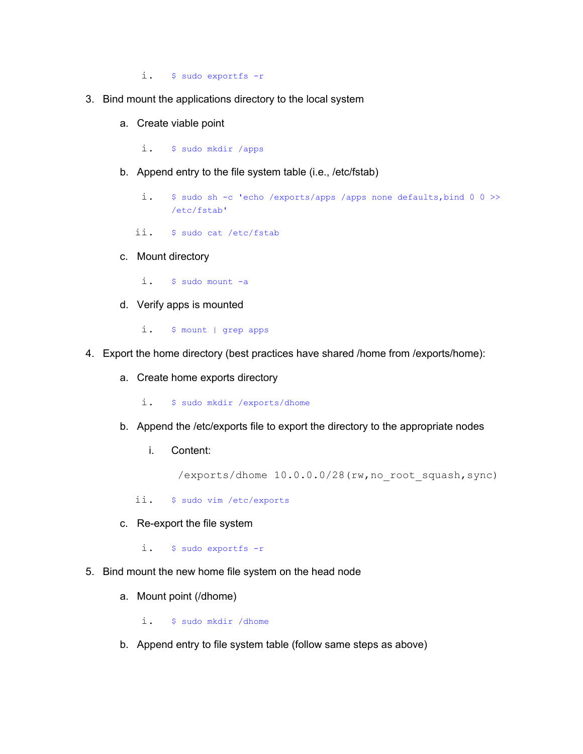i. `$ sudo exportfs -r`

3. Bind mount the applications directory to the local system
   a. Create viable point
      i. `$ sudo mkdir /apps`
   b. Append entry to the file system table (i.e., /etc/fstab)
      i. `$ sudo sh -c 'echo /exports/apps /apps none defaults,bind 0 0 >> /etc/fstab'`
      ii. `$ sudo cat /etc/fstab`
   c. Mount directory
      i. `$ sudo mount -a`
   d. Verify apps is mounted
      i. `$ mount | grep apps`
4. Export the home directory (best practices have shared /home from /exports/home):
   a. Create home exports directory
      i. `$ sudo mkdir /exports/dhome`
   b. Append the /etc/exports file to export the directory to the appropriate nodes
      i. Content:

         ```
         /exports/dhome 10.0.0.0/28(rw,no_root_squash,sync)
         ```

      ii. `$ sudo vim /etc/exports`
   c. Re-export the file system
      i. `$ sudo exportfs -r`
5. Bind mount the new home file system on the head node
   a. Mount point (/dhome)
      i. `$ sudo mkdir /dhome`
   b. Append entry to file system table (follow same steps as above)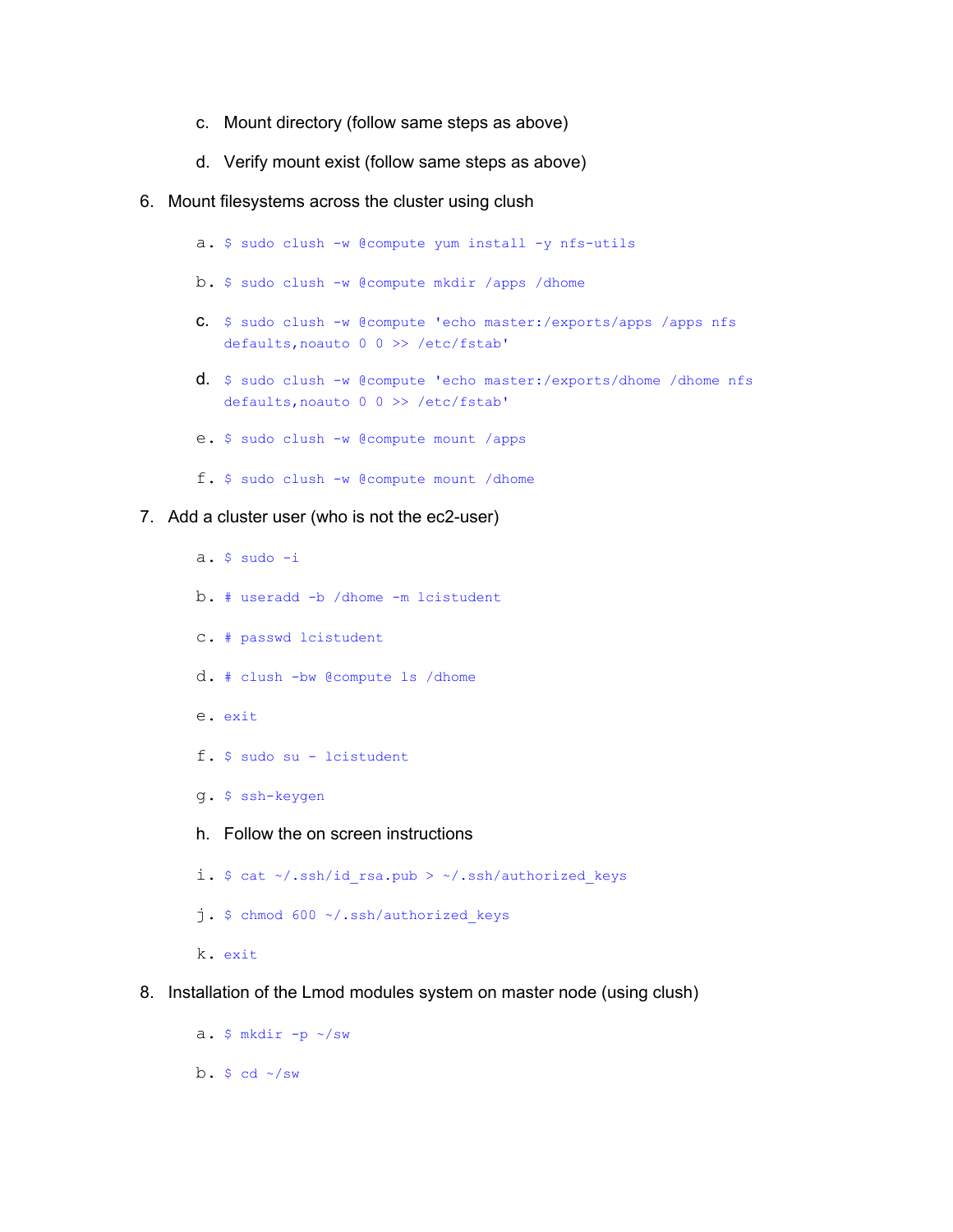c. Mount directory (follow same steps as above)

d. Verify mount exist (follow same steps as above)

6. Mount filesystems across the cluster using clush

   a. `$ sudo clush -w @compute yum install -y nfs-utils`

   b. `$ sudo clush -w @compute mkdir /apps /dhome`

   c. `$ sudo clush -w @compute 'echo master:/exports/apps /apps nfs defaults,noauto 0 0 >> /etc/fstab'`

   d. `$ sudo clush -w @compute 'echo master:/exports/dhome /dhome nfs defaults,noauto 0 0 >> /etc/fstab'`

   e. `$ sudo clush -w @compute mount /apps`

   f. `$ sudo clush -w @compute mount /dhome`

7. Add a cluster user (who is not the ec2-user)

   a. `$ sudo -i`

   b. `# useradd -b /dhome -m lcistudent`

   c. `# passwd lcistudent`

   d. `# clush -bw @compute ls /dhome`

   e. `exit`

   f. `$ sudo su - lcistudent`

   g. `$ ssh-keygen`

   h. Follow the on screen instructions

   i. `$ cat ~/.ssh/id_rsa.pub > ~/.ssh/authorized_keys`

   j. `$ chmod 600 ~/.ssh/authorized_keys`

   k. `exit`

8. Installation of the Lmod modules system on master node (using clush)

   a. `$ mkdir -p ~/sw`

   b. `$ cd ~/sw`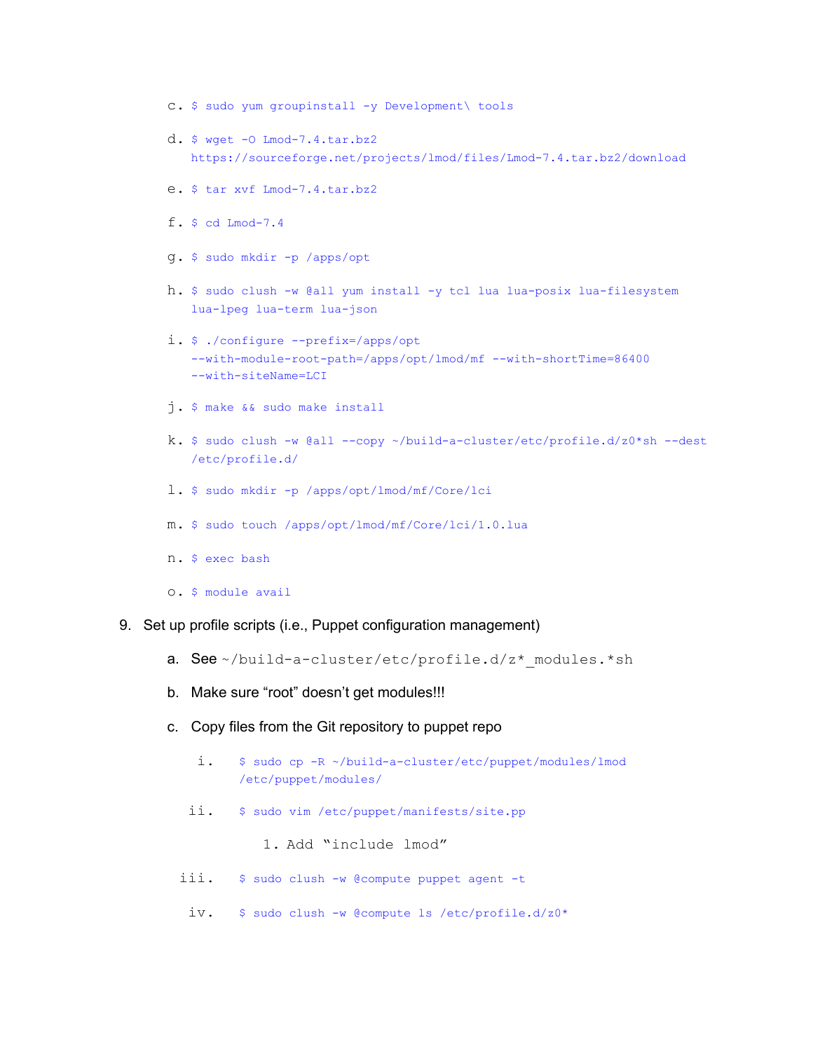c. `$ sudo yum groupinstall -y Development\ tools`

d. `$ wget -O Lmod-7.4.tar.bz2 https://sourceforge.net/projects/lmod/files/Lmod-7.4.tar.bz2/download`

e. `$ tar xvf Lmod-7.4.tar.bz2`

f. `$ cd Lmod-7.4`

g. `$ sudo mkdir -p /apps/opt`

h. `$ sudo clush -w @all yum install -y tcl lua lua-posix lua-filesystem lua-lpeg lua-term lua-json`

i. `$ ./configure --prefix=/apps/opt --with-module-root-path=/apps/opt/lmod/mf --with-shortTime=86400 --with-siteName=LCI`

j. `$ make && sudo make install`

k. `$ sudo clush -w @all --copy ~/build-a-cluster/etc/profile.d/z0*sh --dest /etc/profile.d/`

l. `$ sudo mkdir -p /apps/opt/lmod/mf/Core/lci`

m. `$ sudo touch /apps/opt/lmod/mf/Core/lci/1.0.lua`

n. `$ exec bash`

o. `$ module avail`

9. Set up profile scripts (i.e., Puppet configuration management)

   a. See `~/build-a-cluster/etc/profile.d/z*_modules.*sh`

   b. Make sure "root" doesn't get modules!!!

   c. Copy files from the Git repository to puppet repo

      i. `$ sudo cp -R ~/build-a-cluster/etc/puppet/modules/lmod /etc/puppet/modules/`

      ii. `$ sudo vim /etc/puppet/manifests/site.pp`

         1. Add "include lmod"

      iii. `$ sudo clush -w @compute puppet agent -t`

      iv. `$ sudo clush -w @compute ls /etc/profile.d/z0*`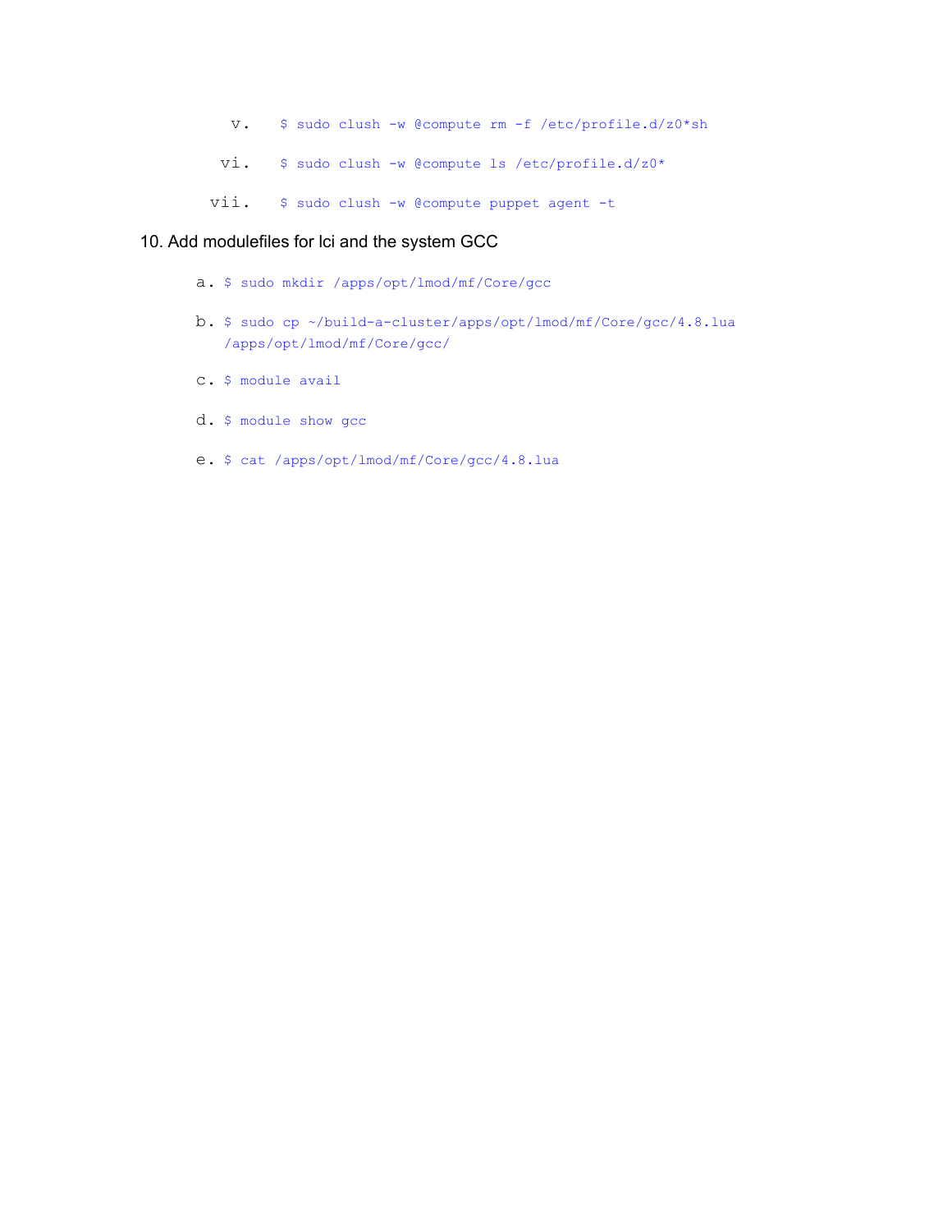v. `$ sudo clush -w @compute rm -f /etc/profile.d/z0*sh`

vi. `$ sudo clush -w @compute ls /etc/profile.d/z0*`

vii. `$ sudo clush -w @compute puppet agent -t`

10. Add modulefiles for lci and the system GCC

    a. `$ sudo mkdir /apps/opt/lmod/mf/Core/gcc`

    b. `$ sudo cp ~/build-a-cluster/apps/opt/lmod/mf/Core/gcc/4.8.lua /apps/opt/lmod/mf/Core/gcc/`

    c. `$ module avail`

    d. `$ module show gcc`

    e. `$ cat /apps/opt/lmod/mf/Core/gcc/4.8.lua`